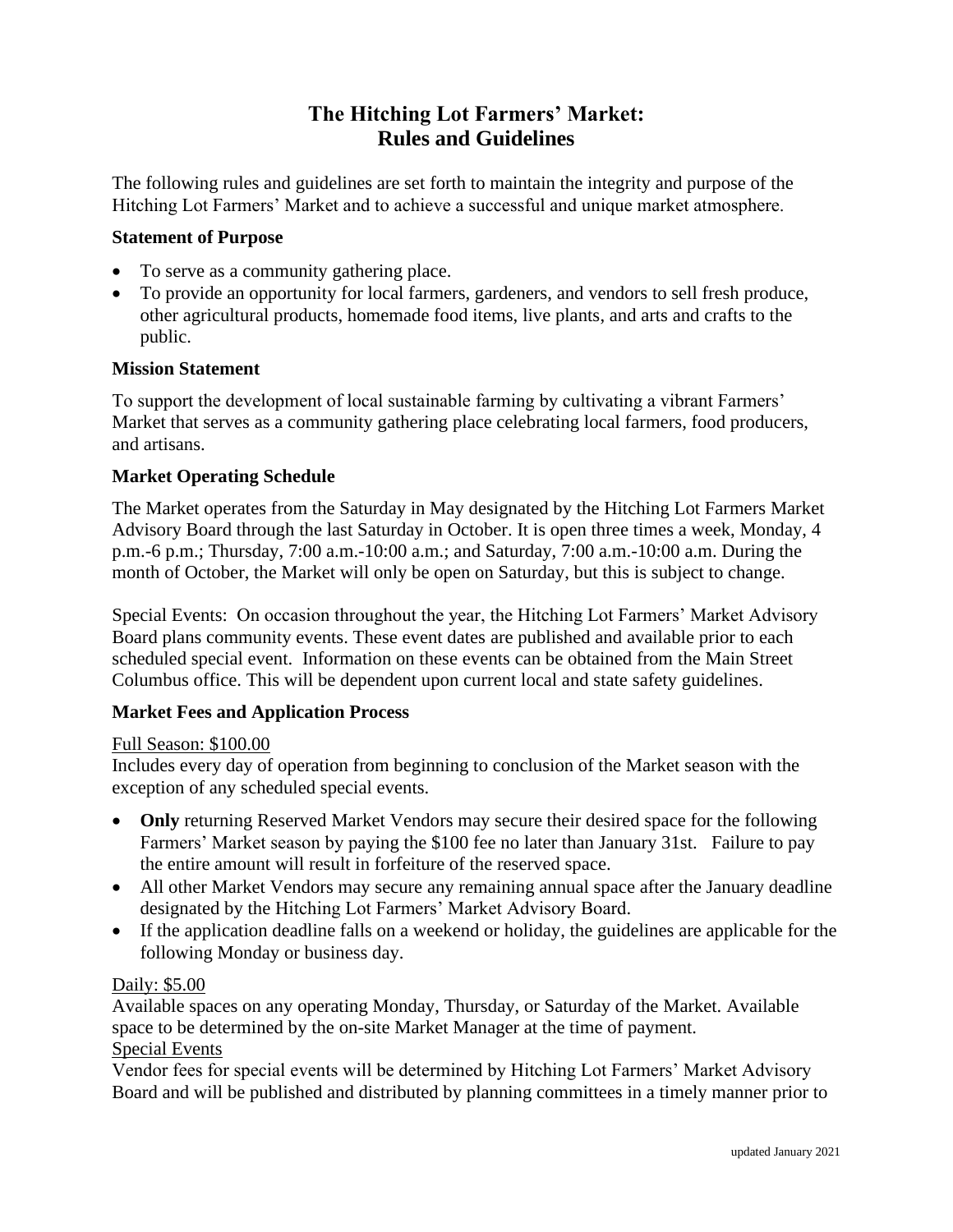# The Hitching Lot Farmers' Market: Rules and Guidelines

The following rules and guidelines are set forth to maintain the integrity and purpose of the Hitching Lot Farmers' Market and to achieve a successful and unique market atmosphere.

### Statement of Purpose

- To serve as a community gathering place.
- To provide an opportunity for local farmers, gardeners, and vendors to sell fresh produce, other agricultural products, homemade food items, live plants, and arts and crafts to the public.

### Mission Statement

To support the development of local sustainable farming by cultivating a vibrant Farmers' Market that serves as a community gathering place celebrating local farmers, food producers, and artisans.

### Market Operating Schedule

The Market operates from the Saturday in May designated by the Hitching Lot Farmers Market Advisory Board through the last Saturday in October. It is open three times a week, Monday, 4 p.m.-6 p.m.; Thursday, 7:00 a.m.-10:00 a.m.; and Saturday, 7:00 a.m.-10:00 a.m. During the month of October, the Market will only be open on Saturday, but this is subject to change.

Special Events: On occasion throughout the year, the Hitching Lot Farmers' Market Advisory Board plans community events. These event dates are published and available prior to each scheduled special event. Information on these events can be obtained from the Main Street Columbus office. This will be dependent upon current local and state safety guidelines.

### Market Fees and Application Process

Full Season: $100.00

Includes every day of operation from beginning to conclusion of the Market season with the exception of any scheduled special events.

- **Only** returning Reserved Market Vendors may secure their desired space for the following Farmers' Market season by paying the $100 fee no later than January 31st. Failure to pay the entire amount will result in forfeiture of the reserved space.
- All other Market Vendors may secure any remaining annual space after the January deadline designated by the Hitching Lot Farmers' Market Advisory Board.
- If the application deadline falls on a weekend or holiday, the guidelines are applicable for the following Monday or business day.

Daily: $5.00

Available spaces on any operating Monday, Thursday, or Saturday of the Market. Available space to be determined by the on-site Market Manager at the time of payment.

Special Events

Vendor fees for special events will be determined by Hitching Lot Farmers' Market Advisory Board and will be published and distributed by planning committees in a timely manner prior to

updated January 2021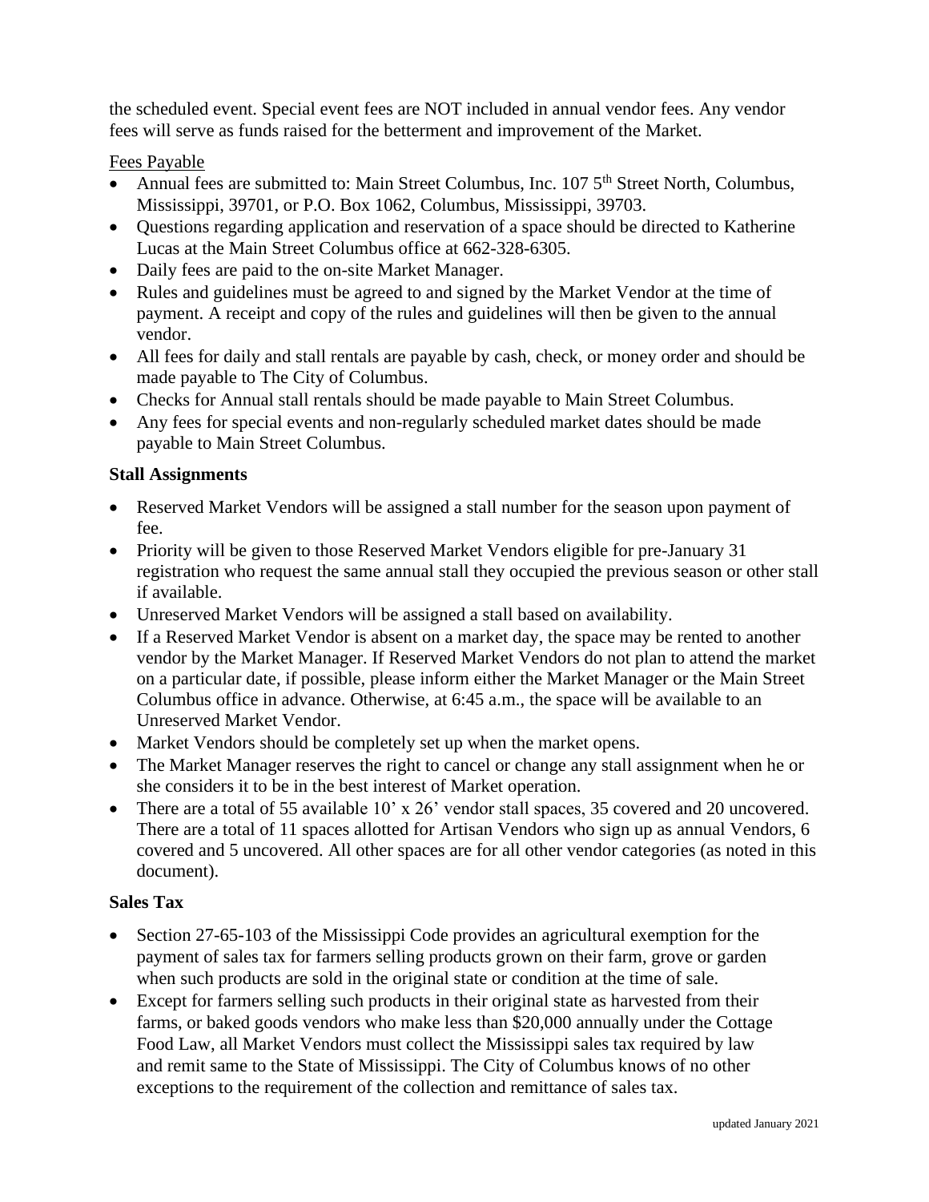the scheduled event. Special event fees are NOT included in annual vendor fees. Any vendor fees will serve as funds raised for the betterment and improvement of the Market.

Fees Payable

- Annual fees are submitted to: Main Street Columbus, Inc. 107 5th Street North, Columbus, Mississippi, 39701, or P.O. Box 1062, Columbus, Mississippi, 39703.
- Questions regarding application and reservation of a space should be directed to Katherine Lucas at the Main Street Columbus office at 662-328-6305.
- Daily fees are paid to the on-site Market Manager.
- Rules and guidelines must be agreed to and signed by the Market Vendor at the time of payment. A receipt and copy of the rules and guidelines will then be given to the annual vendor.
- All fees for daily and stall rentals are payable by cash, check, or money order and should be made payable to The City of Columbus.
- Checks for Annual stall rentals should be made payable to Main Street Columbus.
- Any fees for special events and non-regularly scheduled market dates should be made payable to Main Street Columbus.

**Stall Assignments**

- Reserved Market Vendors will be assigned a stall number for the season upon payment of fee.
- Priority will be given to those Reserved Market Vendors eligible for pre-January 31 registration who request the same annual stall they occupied the previous season or other stall if available.
- Unreserved Market Vendors will be assigned a stall based on availability.
- If a Reserved Market Vendor is absent on a market day, the space may be rented to another vendor by the Market Manager. If Reserved Market Vendors do not plan to attend the market on a particular date, if possible, please inform either the Market Manager or the Main Street Columbus office in advance. Otherwise, at 6:45 a.m., the space will be available to an Unreserved Market Vendor.
- Market Vendors should be completely set up when the market opens.
- The Market Manager reserves the right to cancel or change any stall assignment when he or she considers it to be in the best interest of Market operation.
- There are a total of 55 available 10' x 26' vendor stall spaces, 35 covered and 20 uncovered. There are a total of 11 spaces allotted for Artisan Vendors who sign up as annual Vendors, 6 covered and 5 uncovered. All other spaces are for all other vendor categories (as noted in this document).

**Sales Tax**

- Section 27-65-103 of the Mississippi Code provides an agricultural exemption for the payment of sales tax for farmers selling products grown on their farm, grove or garden when such products are sold in the original state or condition at the time of sale.
- Except for farmers selling such products in their original state as harvested from their farms, or baked goods vendors who make less than $20,000 annually under the Cottage Food Law, all Market Vendors must collect the Mississippi sales tax required by law and remit same to the State of Mississippi. The City of Columbus knows of no other exceptions to the requirement of the collection and remittance of sales tax.

updated January 2021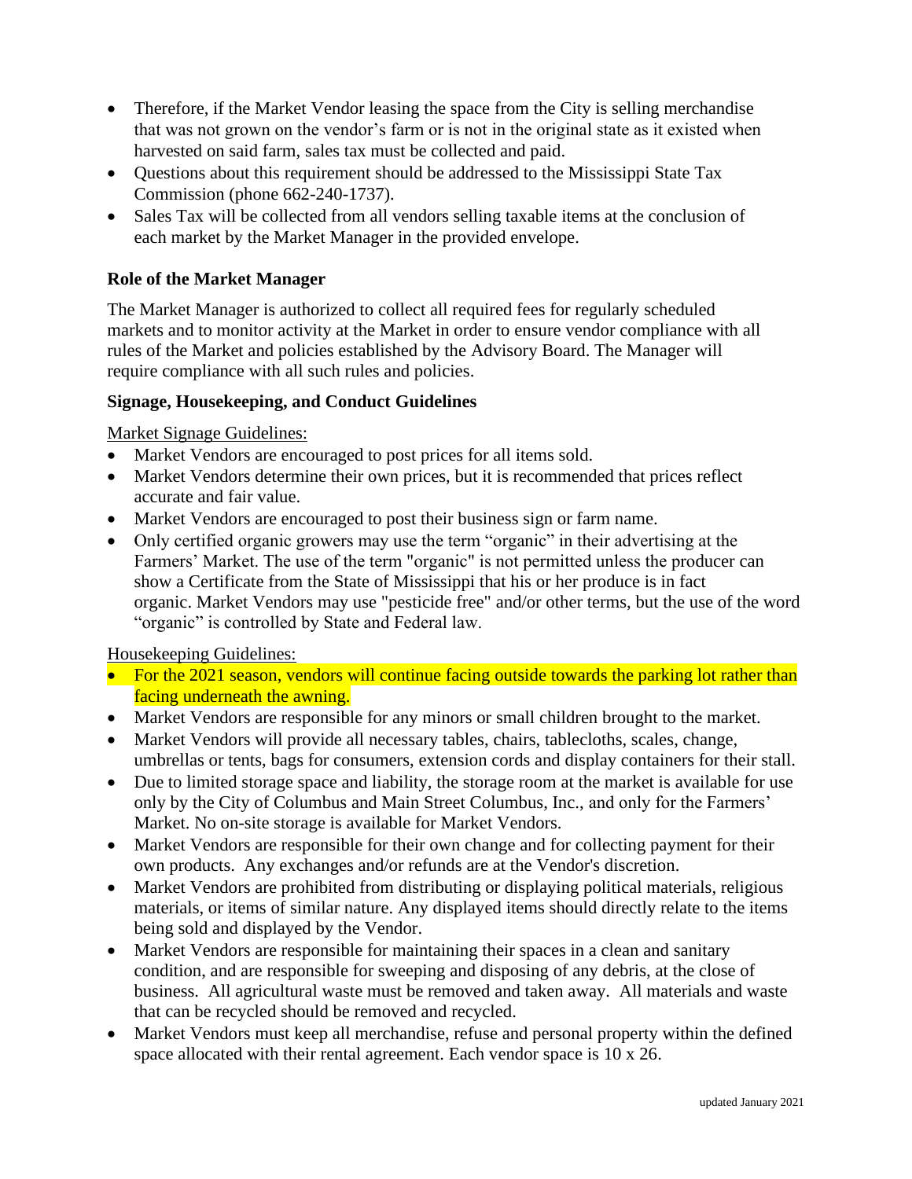- Therefore, if the Market Vendor leasing the space from the City is selling merchandise that was not grown on the vendor's farm or is not in the original state as it existed when harvested on said farm, sales tax must be collected and paid.
- Questions about this requirement should be addressed to the Mississippi State Tax Commission (phone 662-240-1737).
- Sales Tax will be collected from all vendors selling taxable items at the conclusion of each market by the Market Manager in the provided envelope.

**Role of the Market Manager**

The Market Manager is authorized to collect all required fees for regularly scheduled markets and to monitor activity at the Market in order to ensure vendor compliance with all rules of the Market and policies established by the Advisory Board. The Manager will require compliance with all such rules and policies.

**Signage, Housekeeping, and Conduct Guidelines**

Market Signage Guidelines:

- Market Vendors are encouraged to post prices for all items sold.
- Market Vendors determine their own prices, but it is recommended that prices reflect accurate and fair value.
- Market Vendors are encouraged to post their business sign or farm name.
- Only certified organic growers may use the term "organic" in their advertising at the Farmers' Market. The use of the term "organic" is not permitted unless the producer can show a Certificate from the State of Mississippi that his or her produce is in fact organic. Market Vendors may use "pesticide free" and/or other terms, but the use of the word "organic" is controlled by State and Federal law.

Housekeeping Guidelines:

- For the 2021 season, vendors will continue facing outside towards the parking lot rather than facing underneath the awning.
- Market Vendors are responsible for any minors or small children brought to the market.
- Market Vendors will provide all necessary tables, chairs, tablecloths, scales, change, umbrellas or tents, bags for consumers, extension cords and display containers for their stall.
- Due to limited storage space and liability, the storage room at the market is available for use only by the City of Columbus and Main Street Columbus, Inc., and only for the Farmers' Market. No on-site storage is available for Market Vendors.
- Market Vendors are responsible for their own change and for collecting payment for their own products. Any exchanges and/or refunds are at the Vendor's discretion.
- Market Vendors are prohibited from distributing or displaying political materials, religious materials, or items of similar nature. Any displayed items should directly relate to the items being sold and displayed by the Vendor.
- Market Vendors are responsible for maintaining their spaces in a clean and sanitary condition, and are responsible for sweeping and disposing of any debris, at the close of business. All agricultural waste must be removed and taken away. All materials and waste that can be recycled should be removed and recycled.
- Market Vendors must keep all merchandise, refuse and personal property within the defined space allocated with their rental agreement. Each vendor space is 10 x 26.

updated January 2021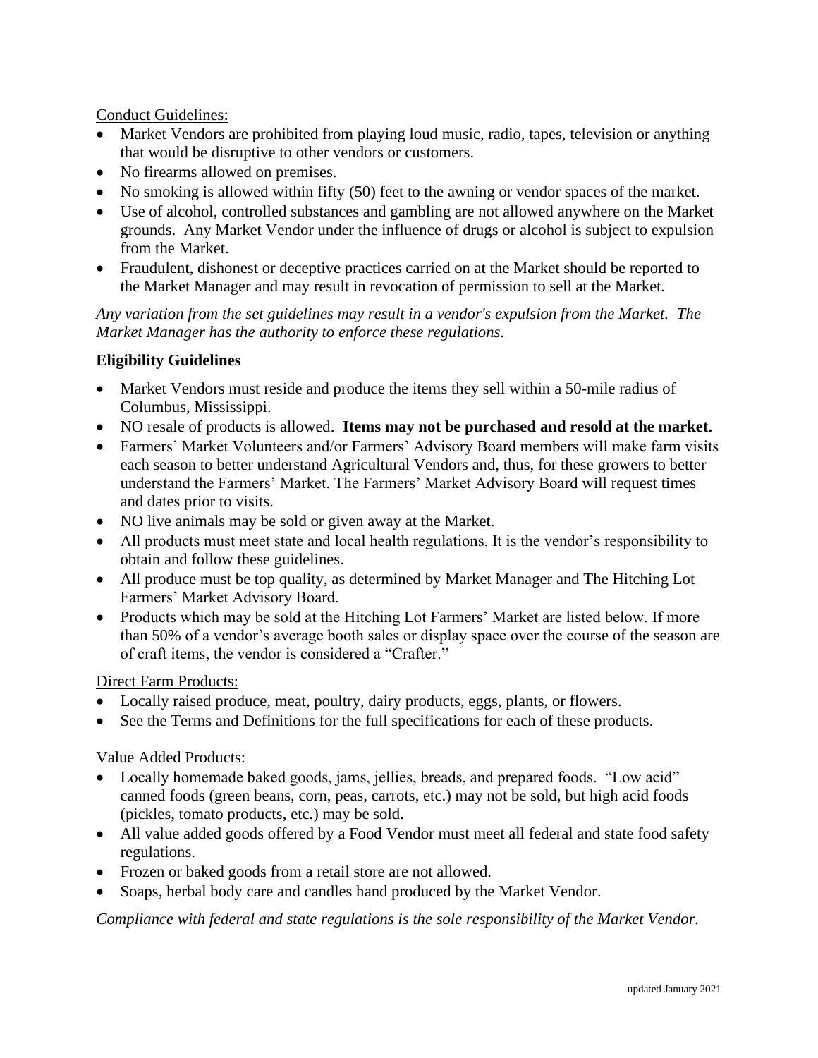<u>Conduct Guidelines:</u>

- Market Vendors are prohibited from playing loud music, radio, tapes, television or anything that would be disruptive to other vendors or customers.
- No firearms allowed on premises.
- No smoking is allowed within fifty (50) feet to the awning or vendor spaces of the market.
- Use of alcohol, controlled substances and gambling are not allowed anywhere on the Market grounds. Any Market Vendor under the influence of drugs or alcohol is subject to expulsion from the Market.
- Fraudulent, dishonest or deceptive practices carried on at the Market should be reported to the Market Manager and may result in revocation of permission to sell at the Market.

*Any variation from the set guidelines may result in a vendor's expulsion from the Market. The Market Manager has the authority to enforce these regulations.*

**Eligibility Guidelines**

- Market Vendors must reside and produce the items they sell within a 50-mile radius of Columbus, Mississippi.
- NO resale of products is allowed. **Items may not be purchased and resold at the market.**
- Farmers' Market Volunteers and/or Farmers' Advisory Board members will make farm visits each season to better understand Agricultural Vendors and, thus, for these growers to better understand the Farmers' Market. The Farmers' Market Advisory Board will request times and dates prior to visits.
- NO live animals may be sold or given away at the Market.
- All products must meet state and local health regulations. It is the vendor's responsibility to obtain and follow these guidelines.
- All produce must be top quality, as determined by Market Manager and The Hitching Lot Farmers' Market Advisory Board.
- Products which may be sold at the Hitching Lot Farmers' Market are listed below. If more than 50% of a vendor's average booth sales or display space over the course of the season are of craft items, the vendor is considered a "Crafter."

<u>Direct Farm Products:</u>

- Locally raised produce, meat, poultry, dairy products, eggs, plants, or flowers.
- See the Terms and Definitions for the full specifications for each of these products.

<u>Value Added Products:</u>

- Locally homemade baked goods, jams, jellies, breads, and prepared foods. "Low acid" canned foods (green beans, corn, peas, carrots, etc.) may not be sold, but high acid foods (pickles, tomato products, etc.) may be sold.
- All value added goods offered by a Food Vendor must meet all federal and state food safety regulations.
- Frozen or baked goods from a retail store are not allowed.
- Soaps, herbal body care and candles hand produced by the Market Vendor.

*Compliance with federal and state regulations is the sole responsibility of the Market Vendor.*

updated January 2021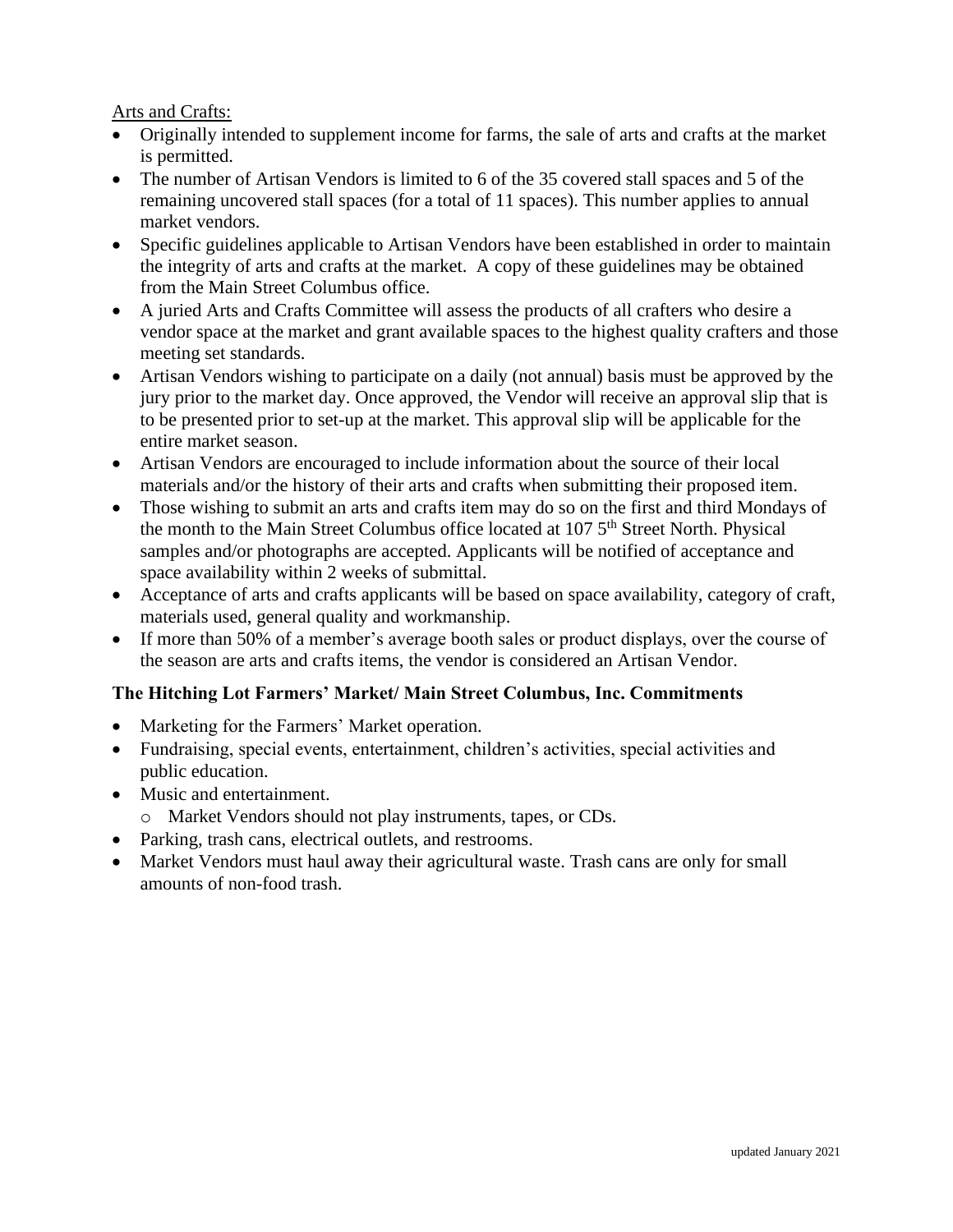Arts and Crafts:

- Originally intended to supplement income for farms, the sale of arts and crafts at the market is permitted.
- The number of Artisan Vendors is limited to 6 of the 35 covered stall spaces and 5 of the remaining uncovered stall spaces (for a total of 11 spaces). This number applies to annual market vendors.
- Specific guidelines applicable to Artisan Vendors have been established in order to maintain the integrity of arts and crafts at the market. A copy of these guidelines may be obtained from the Main Street Columbus office.
- A juried Arts and Crafts Committee will assess the products of all crafters who desire a vendor space at the market and grant available spaces to the highest quality crafters and those meeting set standards.
- Artisan Vendors wishing to participate on a daily (not annual) basis must be approved by the jury prior to the market day. Once approved, the Vendor will receive an approval slip that is to be presented prior to set-up at the market. This approval slip will be applicable for the entire market season.
- Artisan Vendors are encouraged to include information about the source of their local materials and/or the history of their arts and crafts when submitting their proposed item.
- Those wishing to submit an arts and crafts item may do so on the first and third Mondays of the month to the Main Street Columbus office located at 107 5th Street North. Physical samples and/or photographs are accepted. Applicants will be notified of acceptance and space availability within 2 weeks of submittal.
- Acceptance of arts and crafts applicants will be based on space availability, category of craft, materials used, general quality and workmanship.
- If more than 50% of a member's average booth sales or product displays, over the course of the season are arts and crafts items, the vendor is considered an Artisan Vendor.

**The Hitching Lot Farmers' Market/ Main Street Columbus, Inc. Commitments**

- Marketing for the Farmers' Market operation.
- Fundraising, special events, entertainment, children's activities, special activities and public education.
- Music and entertainment.
  - Market Vendors should not play instruments, tapes, or CDs.
- Parking, trash cans, electrical outlets, and restrooms.
- Market Vendors must haul away their agricultural waste. Trash cans are only for small amounts of non-food trash.

updated January 2021